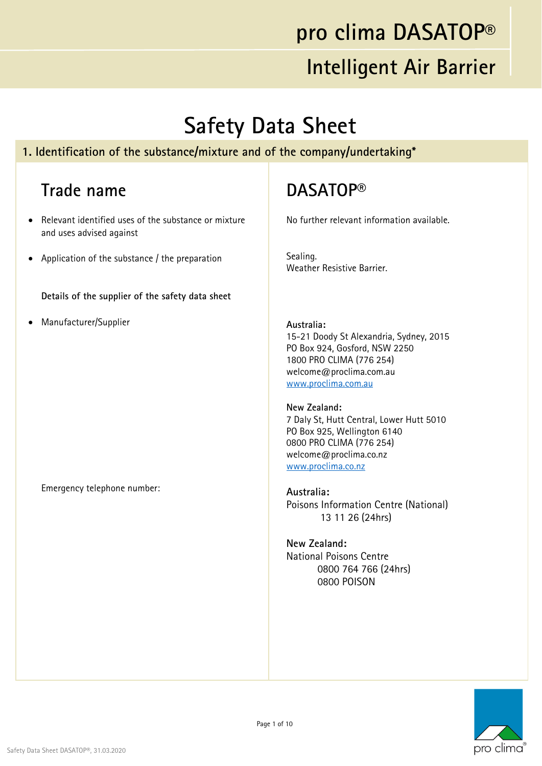# pro clima DASATOP®

## Intelligent Air Barrier

# Safety Data Sheet

## 1. Identification of the substance/mixture and of the company/undertaking*

### Trade name

**DASATOP®**

- Relevant identified uses of the substance or mixture and uses advised against

  No further relevant information available.

- Application of the substance / the preparation

  Sealing.
  Weather Resistive Barrier.

**Details of the supplier of the safety data sheet**

- Manufacturer/Supplier

  **Australia:**
  15-21 Doody St Alexandria, Sydney, 2015
  PO Box 924, Gosford, NSW 2250
  1800 PRO CLIMA (776 254)
  welcome@proclima.com.au
  www.proclima.com.au

  **New Zealand:**
  7 Daly St, Hutt Central, Lower Hutt 5010
  PO Box 925, Wellington 6140
  0800 PRO CLIMA (776 254)
  welcome@proclima.co.nz
  www.proclima.co.nz

Emergency telephone number:

**Australia:**
Poisons Information Centre (National)
13 11 26 (24hrs)

**New Zealand:**
National Poisons Centre
0800 764 766 (24hrs)
0800 POISON

Safety Data Sheet DASATOP®, 31.03.2020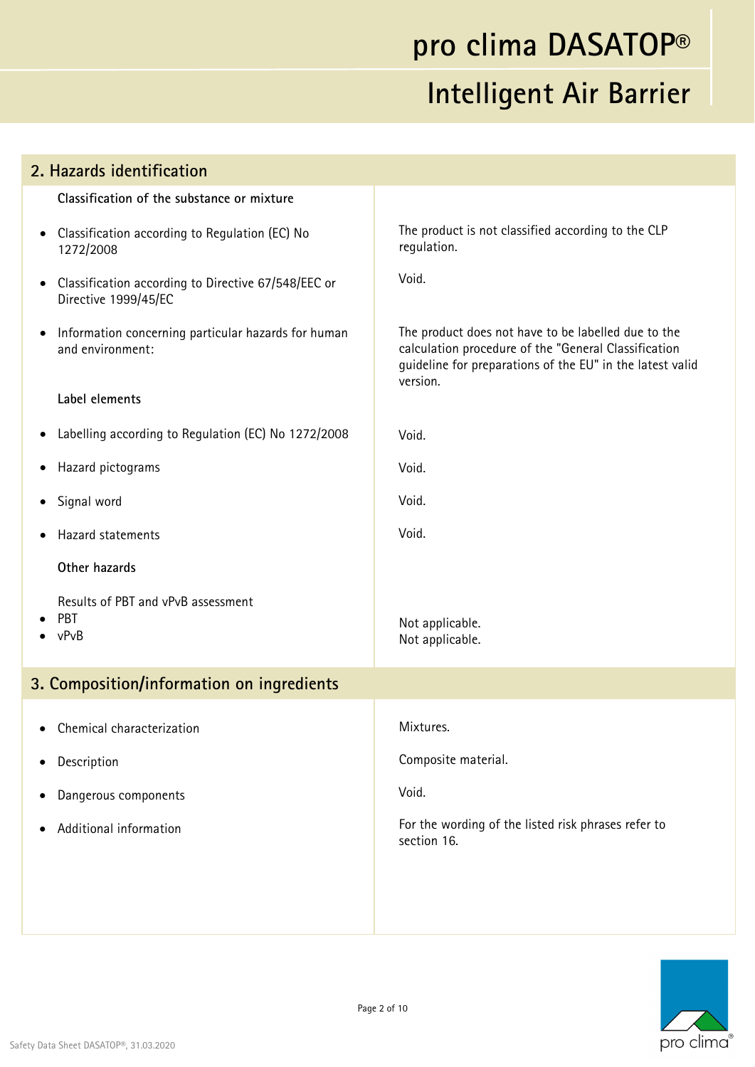## 2. Hazards identification

| | |
|---|---|
| **Classification of the substance or mixture** | |
| • Classification according to Regulation (EC) No 1272/2008 | The product is not classified according to the CLP regulation. |
| • Classification according to Directive 67/548/EEC or Directive 1999/45/EC | Void. |
| • Information concerning particular hazards for human and environment: | The product does not have to be labelled due to the calculation procedure of the "General Classification guideline for preparations of the EU" in the latest valid version. |
| **Label elements** | |
| • Labelling according to Regulation (EC) No 1272/2008 | Void. |
| • Hazard pictograms | Void. |
| • Signal word | Void. |
| • Hazard statements | Void. |
| **Other hazards** | |
| Results of PBT and vPvB assessment | |
| • PBT | Not applicable. |
| • vPvB | Not applicable. |

## 3. Composition/information on ingredients

| | |
|---|---|
| • Chemical characterization | Mixtures. |
| • Description | Composite material. |
| • Dangerous components | Void. |
| • Additional information | For the wording of the listed risk phrases refer to section 16. |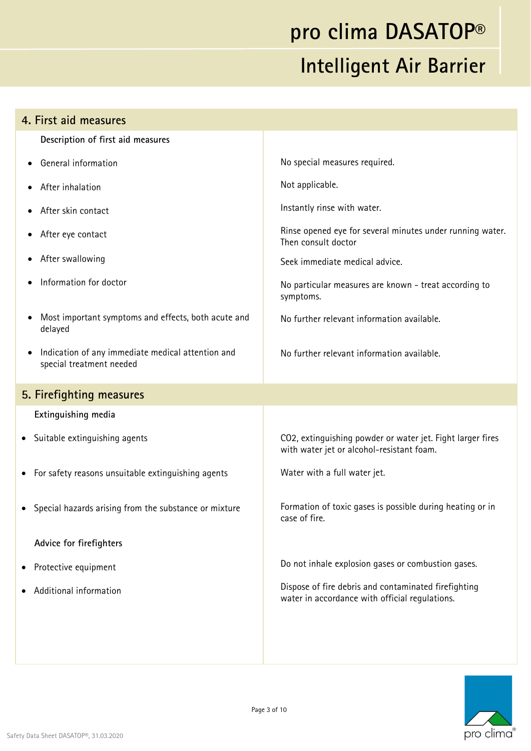## 4. First aid measures

| Description of first aid measures | |
|---|---|
| • General information | No special measures required. |
| • After inhalation | Not applicable. |
| • After skin contact | Instantly rinse with water. |
| • After eye contact | Rinse opened eye for several minutes under running water. Then consult doctor |
| • After swallowing | Seek immediate medical advice. |
| • Information for doctor | No particular measures are known - treat according to symptoms. |
| • Most important symptoms and effects, both acute and delayed | No further relevant information available. |
| • Indication of any immediate medical attention and special treatment needed | No further relevant information available. |

## 5. Firefighting measures

| Extinguishing media | |
|---|---|
| • Suitable extinguishing agents | $CO_2$, extinguishing powder or water jet. Fight larger fires with water jet or alcohol-resistant foam. |
| • For safety reasons unsuitable extinguishing agents | Water with a full water jet. |
| • Special hazards arising from the substance or mixture | Formation of toxic gases is possible during heating or in case of fire. |
| **Advice for firefighters** | |
| • Protective equipment | Do not inhale explosion gases or combustion gases. |
| • Additional information | Dispose of fire debris and contaminated firefighting water in accordance with official regulations. |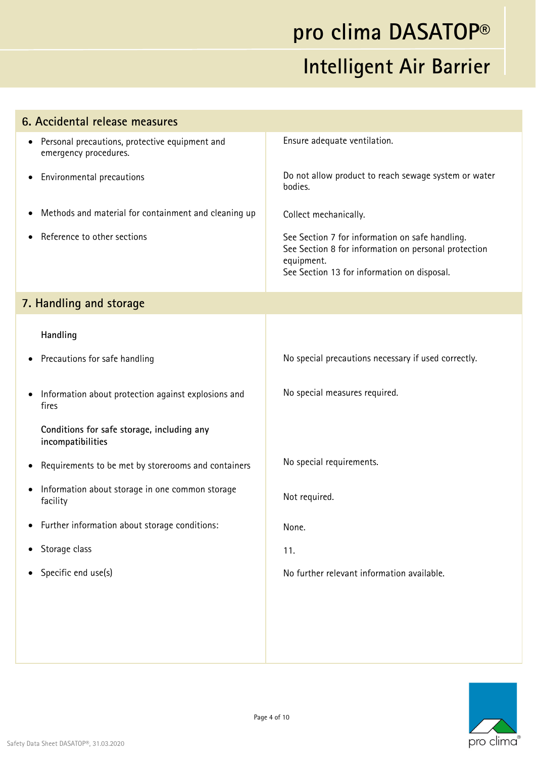## 6. Accidental release measures

| | |
|---|---|
| • Personal precautions, protective equipment and emergency procedures. | Ensure adequate ventilation. |
| • Environmental precautions | Do not allow product to reach sewage system or water bodies. |
| • Methods and material for containment and cleaning up | Collect mechanically. |
| • Reference to other sections | See Section 7 for information on safe handling.<br>See Section 8 for information on personal protection equipment.<br>See Section 13 for information on disposal. |

## 7. Handling and storage

| | |
|---|---|
| **Handling** | |
| • Precautions for safe handling | No special precautions necessary if used correctly. |
| • Information about protection against explosions and fires | No special measures required. |
| **Conditions for safe storage, including any incompatibilities** | |
| • Requirements to be met by storerooms and containers | No special requirements. |
| • Information about storage in one common storage facility | Not required. |
| • Further information about storage conditions: | None. |
| • Storage class | 11. |
| • Specific end use(s) | No further relevant information available. |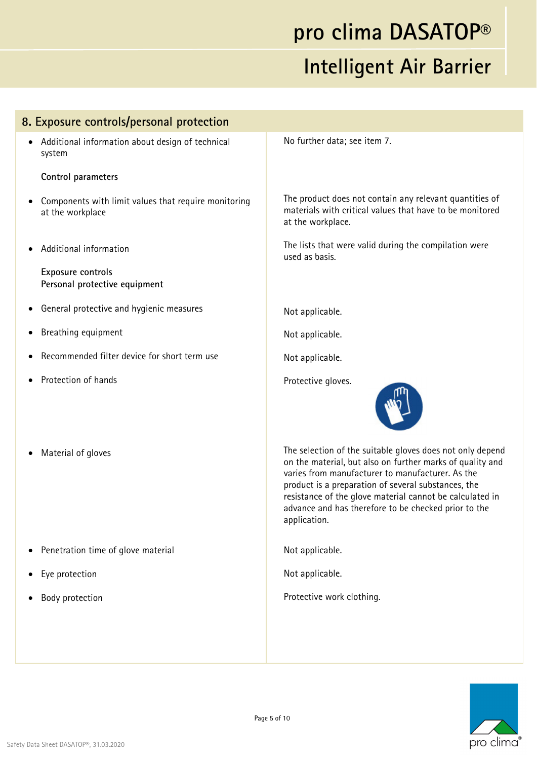## 8. Exposure controls/personal protection

| | |
|---|---|
| • Additional information about design of technical system | No further data; see item 7. |
| **Control parameters** | |
| • Components with limit values that require monitoring at the workplace | The product does not contain any relevant quantities of materials with critical values that have to be monitored at the workplace. |
| • Additional information | The lists that were valid during the compilation were used as basis. |
| **Exposure controls**<br>**Personal protective equipment** | |
| • General protective and hygienic measures | Not applicable. |
| • Breathing equipment | Not applicable. |
| • Recommended filter device for short term use | Not applicable. |
| • Protection of hands | Protective gloves. |
| • Material of gloves | The selection of the suitable gloves does not only depend on the material, but also on further marks of quality and varies from manufacturer to manufacturer. As the product is a preparation of several substances, the resistance of the glove material cannot be calculated in advance and has therefore to be checked prior to the application. |
| • Penetration time of glove material | Not applicable. |
| • Eye protection | Not applicable. |
| • Body protection | Protective work clothing. |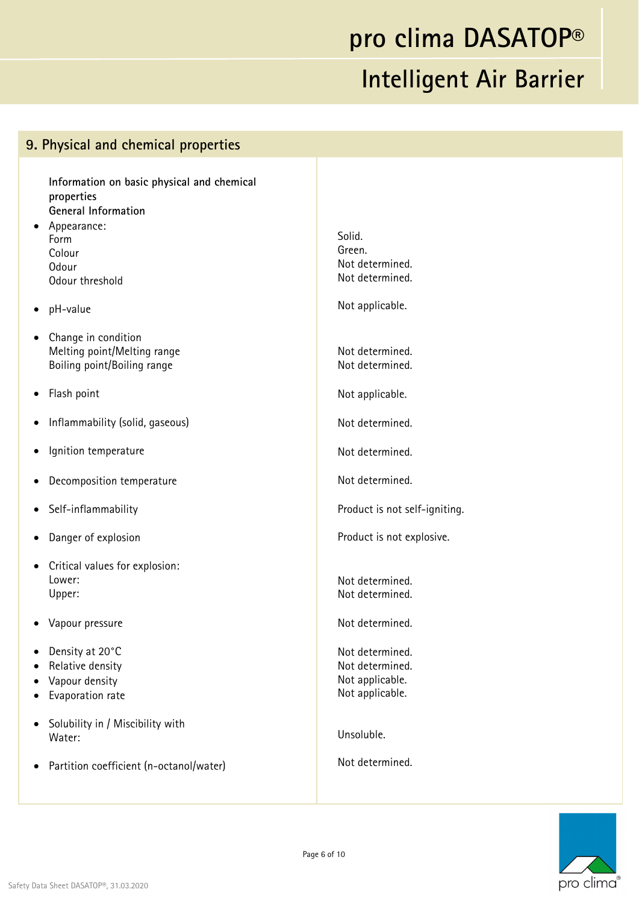## 9. Physical and chemical properties

| Information on basic physical and chemical properties | |
|---|---|
| **General Information** | |
| • Appearance: | |
| Form | Solid. |
| Colour | Green. |
| Odour | Not determined. |
| Odour threshold | Not determined. |
| • pH-value | Not applicable. |
| • Change in condition | |
| Melting point/Melting range | Not determined. |
| Boiling point/Boiling range | Not determined. |
| • Flash point | Not applicable. |
| • Inflammability (solid, gaseous) | Not determined. |
| • Ignition temperature | Not determined. |
| • Decomposition temperature | Not determined. |
| • Self-inflammability | Product is not self-igniting. |
| • Danger of explosion | Product is not explosive. |
| • Critical values for explosion: | |
| Lower: | Not determined. |
| Upper: | Not determined. |
| • Vapour pressure | Not determined. |
| • Density at 20°C | Not determined. |
| • Relative density | Not determined. |
| • Vapour density | Not applicable. |
| • Evaporation rate | Not applicable. |
| • Solubility in / Miscibility with | |
| Water: | Unsoluble. |
| • Partition coefficient (n-octanol/water) | Not determined. |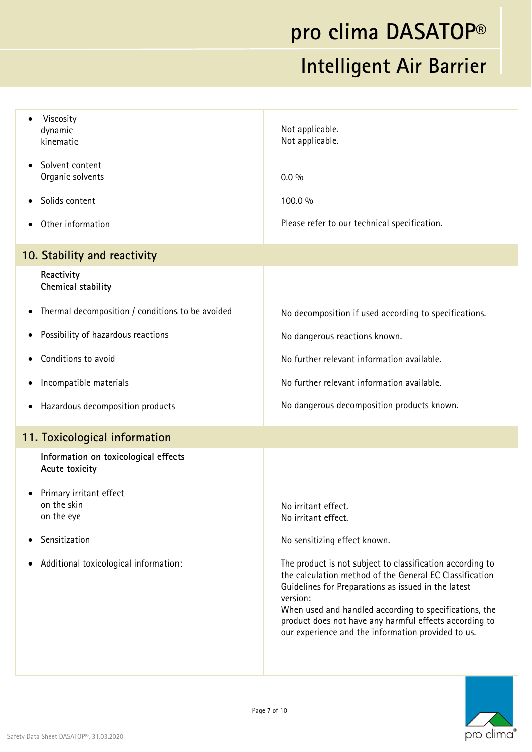| | |
|---|---|
| • Viscosity<br>dynamic<br>kinematic | <br>Not applicable.<br>Not applicable. |
| • Solvent content<br>Organic solvents | <br>0.0 % |
| • Solids content | 100.0 % |
| • Other information | Please refer to our technical specification. |

## 10. Stability and reactivity

| | |
|---|---|
| **Reactivity**<br>**Chemical stability** | |
| • Thermal decomposition / conditions to be avoided | No decomposition if used according to specifications. |
| • Possibility of hazardous reactions | No dangerous reactions known. |
| • Conditions to avoid | No further relevant information available. |
| • Incompatible materials | No further relevant information available. |
| • Hazardous decomposition products | No dangerous decomposition products known. |

## 11. Toxicological information

| | |
|---|---|
| **Information on toxicological effects**<br>**Acute toxicity** | |
| • Primary irritant effect<br>on the skin<br>on the eye | <br>No irritant effect.<br>No irritant effect. |
| • Sensitization | No sensitizing effect known. |
| • Additional toxicological information: | The product is not subject to classification according to the calculation method of the General EC Classification Guidelines for Preparations as issued in the latest version:<br>When used and handled according to specifications, the product does not have any harmful effects according to our experience and the information provided to us. |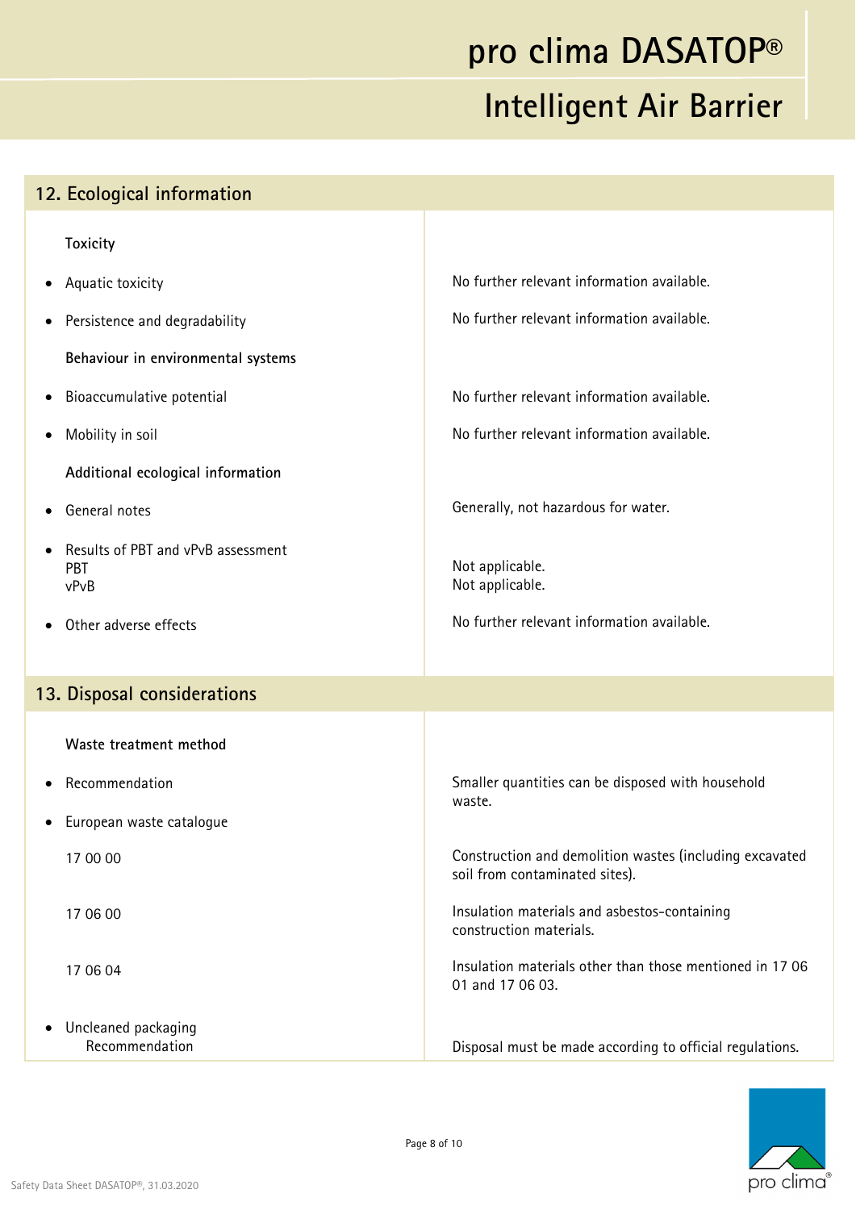## 12. Ecological information

| | |
|---|---|
| **Toxicity** | |
| • Aquatic toxicity | No further relevant information available. |
| • Persistence and degradability | No further relevant information available. |
| **Behaviour in environmental systems** | |
| • Bioaccumulative potential | No further relevant information available. |
| • Mobility in soil | No further relevant information available. |
| **Additional ecological information** | |
| • General notes | Generally, not hazardous for water. |
| • Results of PBT and vPvB assessment | |
| PBT | Not applicable. |
| vPvB | Not applicable. |
| • Other adverse effects | No further relevant information available. |

## 13. Disposal considerations

| | |
|---|---|
| **Waste treatment method** | |
| • Recommendation | Smaller quantities can be disposed with household waste. |
| • European waste catalogue | |
| 17 00 00 | Construction and demolition wastes (including excavated soil from contaminated sites). |
| 17 06 00 | Insulation materials and asbestos-containing construction materials. |
| 17 06 04 | Insulation materials other than those mentioned in 17 06 01 and 17 06 03. |
| • Uncleaned packaging Recommendation | Disposal must be made according to official regulations. |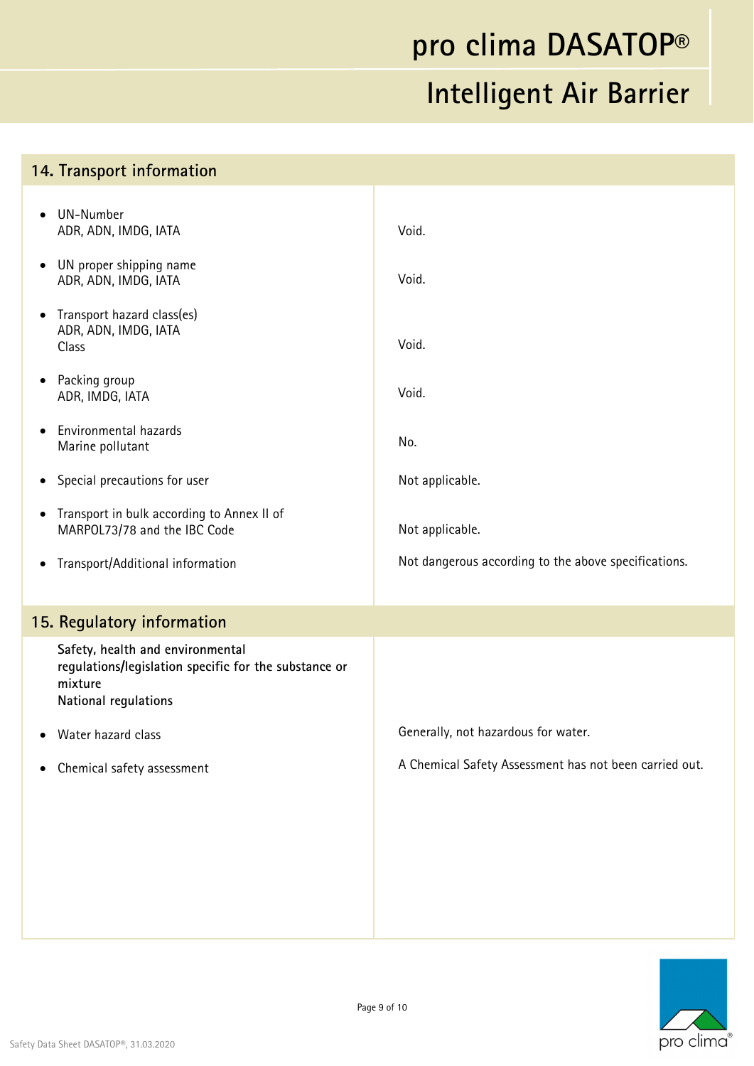## 14. Transport information

| | |
|---|---|
| • UN-Number<br>ADR, ADN, IMDG, IATA | Void. |
| • UN proper shipping name<br>ADR, ADN, IMDG, IATA | Void. |
| • Transport hazard class(es)<br>ADR, ADN, IMDG, IATA<br>Class | Void. |
| • Packing group<br>ADR, IMDG, IATA | Void. |
| • Environmental hazards<br>Marine pollutant | No. |
| • Special precautions for user | Not applicable. |
| • Transport in bulk according to Annex II of MARPOL73/78 and the IBC Code | Not applicable. |
| • Transport/Additional information | Not dangerous according to the above specifications. |

## 15. Regulatory information

| | |
|---|---|
| **Safety, health and environmental regulations/legislation specific for the substance or mixture**<br>**National regulations** | |
| • Water hazard class | Generally, not hazardous for water. |
| • Chemical safety assessment | A Chemical Safety Assessment has not been carried out. |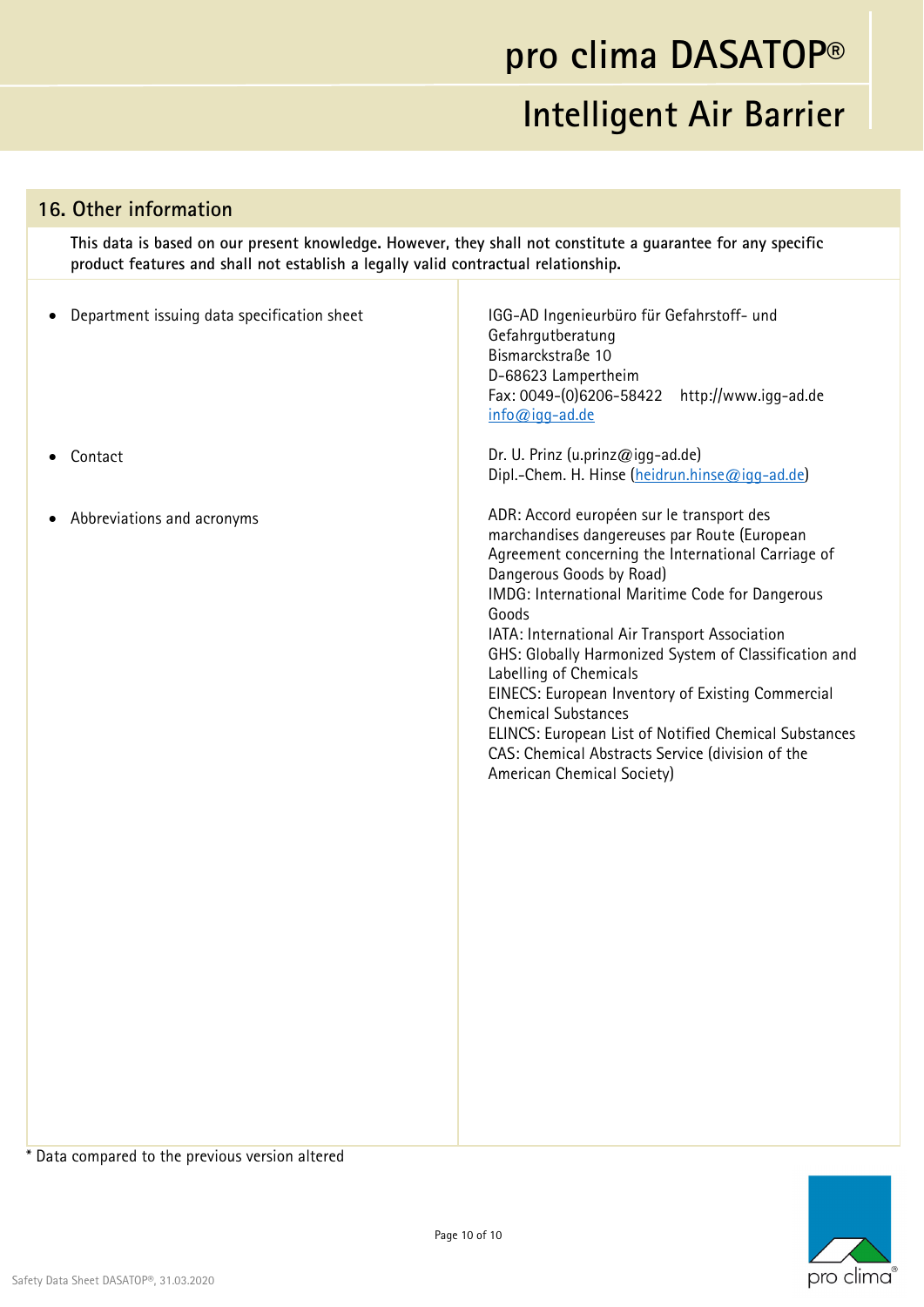## 16. Other information

**This data is based on our present knowledge. However, they shall not constitute a guarantee for any specific product features and shall not establish a legally valid contractual relationship.**

| | |
|---|---|
| • Department issuing data specification sheet | IGG-AD Ingenieurbüro für Gefahrstoff- und Gefahrgutberatung<br>Bismarckstraße 10<br>D-68623 Lampertheim<br>Fax: 0049-(0)6206-58422 http://www.igg-ad.de<br>info@igg-ad.de |
| • Contact | Dr. U. Prinz (u.prinz@igg-ad.de)<br>Dipl.-Chem. H. Hinse (heidrun.hinse@igg-ad.de) |
| • Abbreviations and acronyms | ADR: Accord européen sur le transport des marchandises dangereuses par Route (European Agreement concerning the International Carriage of Dangerous Goods by Road)<br>IMDG: International Maritime Code for Dangerous Goods<br>IATA: International Air Transport Association<br>GHS: Globally Harmonized System of Classification and Labelling of Chemicals<br>EINECS: European Inventory of Existing Commercial Chemical Substances<br>ELINCS: European List of Notified Chemical Substances<br>CAS: Chemical Abstracts Service (division of the American Chemical Society) |

* Data compared to the previous version altered